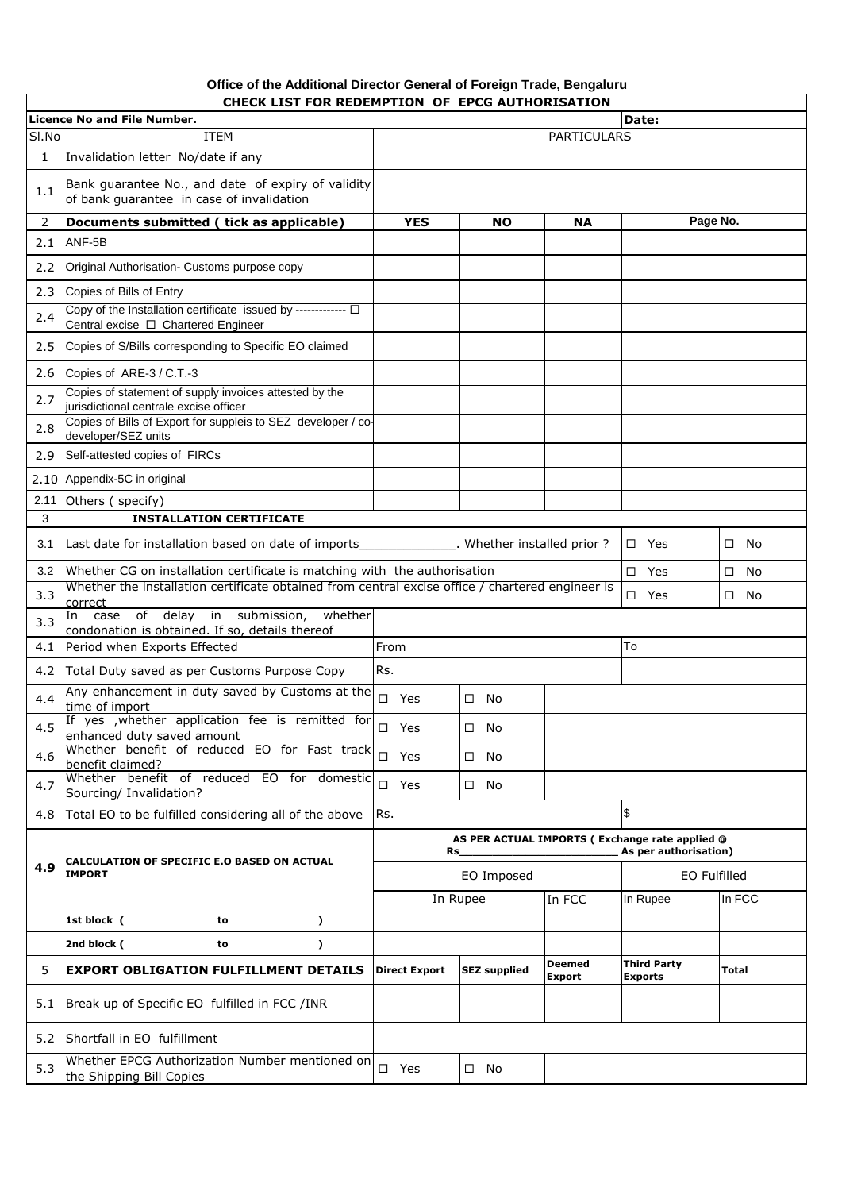**Office of the Additional Director General of Foreign Trade, Bengaluru**

**CHECK LIST FOR REDEMPTION OF EPCG AUTHORISATION**

| **Licence No and File Number.** | | | | | **Date:** | |
|---|---|---|---|---|---|---|
| Sl.No | ITEM | PARTICULARS | | | | |
| 1 | Invalidation letter No/date if any | | | | | |
| 1.1 | Bank guarantee No., and date of expiry of validity of bank guarantee in case of invalidation | | | | | |
| 2 | **Documents submitted ( tick as applicable)** | **YES** | **NO** | **NA** | **Page No.** | |
| 2.1 | ANF-5B | | | | | |
| 2.2 | Original Authorisation- Customs purpose copy | | | | | |
| 2.3 | Copies of Bills of Entry | | | | | |
| 2.4 | Copy of the Installation certificate issued by ------------- ☐ Central excise ☐ Chartered Engineer | | | | | |
| 2.5 | Copies of S/Bills corresponding to Specific EO claimed | | | | | |
| 2.6 | Copies of ARE-3 / C.T.-3 | | | | | |
| 2.7 | Copies of statement of supply invoices attested by the jurisdictional centrale excise officer | | | | | |
| 2.8 | Copies of Bills of Export for suppleis to SEZ developer / co-developer/SEZ units | | | | | |
| 2.9 | Self-attested copies of FIRCs | | | | | |
| 2.10 | Appendix-5C in original | | | | | |
| 2.11 | Others ( specify) | | | | | |
| 3 | **INSTALLATION CERTIFICATE** | | | | | |
| 3.1 | Last date for installation based on date of imports_____________. Whether installed prior ? | | | | ☐ Yes | ☐ No |
| 3.2 | Whether CG on installation certificate is matching with the authorisation | | | | ☐ Yes | ☐ No |
| 3.3 | Whether the installation certificate obtained from central excise office / chartered engineer is correct | | | | ☐ Yes | ☐ No |
| 3.3 | In case of delay in submission, whether condonation is obtained. If so, details thereof | | | | | |
| 4.1 | Period when Exports Effected | From | | | To | |
| 4.2 | Total Duty saved as per Customs Purpose Copy | Rs. | | | | |
| 4.4 | Any enhancement in duty saved by Customs at the time of import | ☐ Yes | ☐ No | | | |
| 4.5 | If yes ,whether application fee is remitted for enhanced duty saved amount | ☐ Yes | ☐ No | | | |
| 4.6 | Whether benefit of reduced EO for Fast track benefit claimed? | ☐ Yes | ☐ No | | | |
| 4.7 | Whether benefit of reduced EO for domestic Sourcing/ Invalidation? | ☐ Yes | ☐ No | | | |
| 4.8 | Total EO to be fulfilled considering all of the above | Rs. | | | $ | |
| **4.9** | **CALCULATION OF SPECIFIC E.O BASED ON ACTUAL IMPORT** | **AS PER ACTUAL IMPORTS ( Exchange rate applied @ Rs_______________________ As per authorisation)** | | | | |
| | | EO Imposed | | | EO Fulfilled | |
| | | In Rupee | | In FCC | In Rupee | In FCC |
| | **1st block ( to )** | | | | | |
| | **2nd block ( to )** | | | | | |
| 5 | **EXPORT OBLIGATION FULFILLMENT DETAILS** | **Direct Export** | **SEZ supplied** | **Deemed Export** | **Third Party Exports** | **Total** |
| 5.1 | Break up of Specific EO fulfilled in FCC /INR | | | | | |
| 5.2 | Shortfall in EO fulfillment | | | | | |
| 5.3 | Whether EPCG Authorization Number mentioned on the Shipping Bill Copies | ☐ Yes | ☐ No | | | |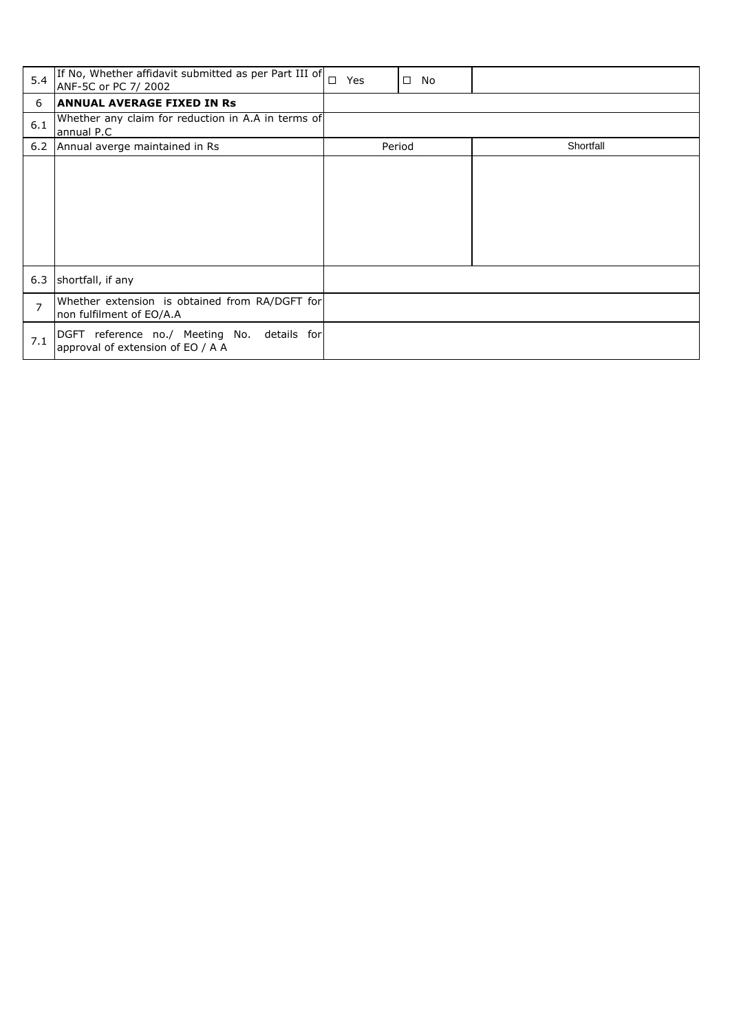| | | | | |
|---|---|---|---|---|
| 5.4 | If No, Whether affidavit submitted as per Part III of ANF-5C or PC 7/ 2002 | ☐ Yes | ☐ No | |
| 6 | **ANNUAL AVERAGE FIXED IN Rs** | | | |
| 6.1 | Whether any claim for reduction in A.A in terms of annual P.C | | | |
| 6.2 | Annual averge maintained in Rs | Period | | Shortfall |
| | | | | |
| 6.3 | shortfall, if any | | | |
| 7 | Whether extension is obtained from RA/DGFT for non fulfilment of EO/A.A | | | |
| 7.1 | DGFT reference no./ Meeting No. details for approval of extension of EO / A A | | | |